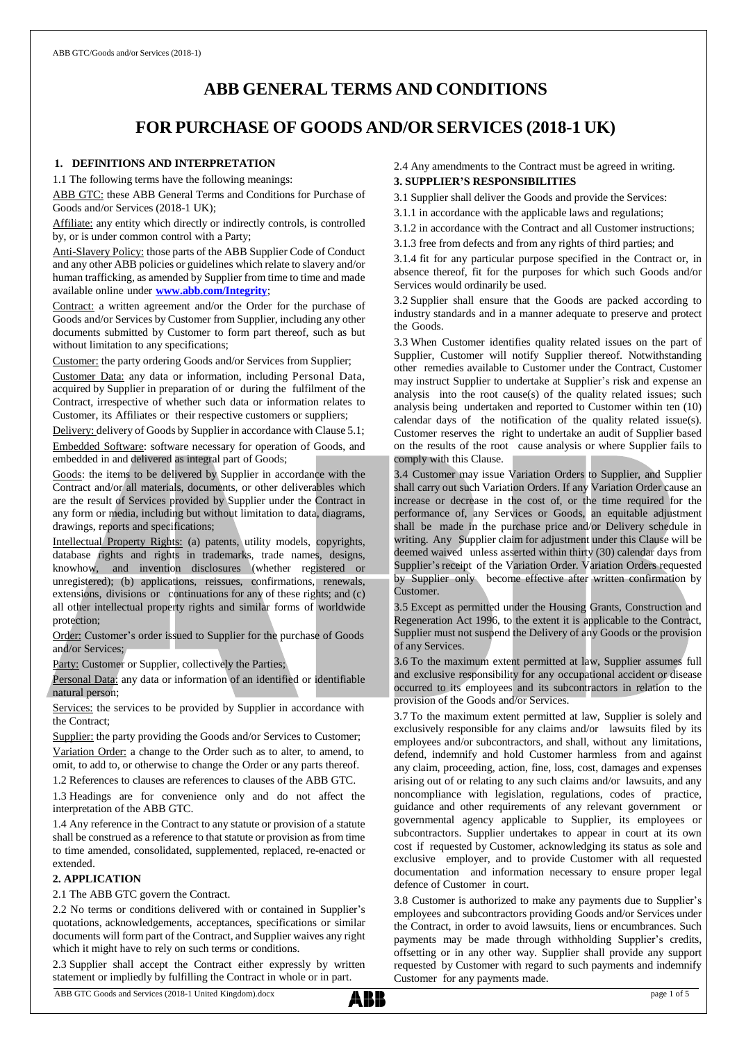# ABB GENERAL TERMS AND CONDITIONS

# FOR PURCHASE OF GOODS AND/OR SERVICES (2018-1 UK)

## 1. DEFINITIONS AND INTERPRETATION

1.1 The following terms have the following meanings:

ABB GTC: these ABB General Terms and Conditions for Purchase of Goods and/or Services (2018-1 UK);

Affiliate: any entity which directly or indirectly controls, is controlled by, or is under common control with a Party;

Anti-Slavery Policy: those parts of the ABB Supplier Code of Conduct and any other ABB policies or guidelines which relate to slavery and/or human trafficking, as amended by Supplier from time to time and made available online under **www.abb.com/Integrity**;

Contract: a written agreement and/or the Order for the purchase of Goods and/or Services by Customer from Supplier, including any other documents submitted by Customer to form part thereof, such as but without limitation to any specifications;

Customer: the party ordering Goods and/or Services from Supplier;

Customer Data: any data or information, including Personal Data, acquired by Supplier in preparation of or during the fulfilment of the Contract, irrespective of whether such data or information relates to Customer, its Affiliates or their respective customers or suppliers;

Delivery: delivery of Goods by Supplier in accordance with Clause 5.1;

Embedded Software: software necessary for operation of Goods, and embedded in and delivered as integral part of Goods;

Goods: the items to be delivered by Supplier in accordance with the Contract and/or all materials, documents, or other deliverables which are the result of Services provided by Supplier under the Contract in any form or media, including but without limitation to data, diagrams, drawings, reports and specifications;

Intellectual Property Rights: (a) patents, utility models, copyrights, database rights and rights in trademarks, trade names, designs, knowhow, and invention disclosures (whether registered or unregistered); (b) applications, reissues, confirmations, renewals, extensions, divisions or continuations for any of these rights; and (c) all other intellectual property rights and similar forms of worldwide protection;

Order: Customer's order issued to Supplier for the purchase of Goods and/or Services;

Party: Customer or Supplier, collectively the Parties;

Personal Data: any data or information of an identified or identifiable natural person;

Services: the services to be provided by Supplier in accordance with the Contract;

Supplier: the party providing the Goods and/or Services to Customer;

Variation Order: a change to the Order such as to alter, to amend, to omit, to add to, or otherwise to change the Order or any parts thereof.

1.2 References to clauses are references to clauses of the ABB GTC.

1.3 Headings are for convenience only and do not affect the interpretation of the ABB GTC.

1.4 Any reference in the Contract to any statute or provision of a statute shall be construed as a reference to that statute or provision as from time to time amended, consolidated, supplemented, replaced, re-enacted or extended.

## 2. APPLICATION

2.1 The ABB GTC govern the Contract.

2.2 No terms or conditions delivered with or contained in Supplier's quotations, acknowledgements, acceptances, specifications or similar documents will form part of the Contract, and Supplier waives any right which it might have to rely on such terms or conditions.

2.3 Supplier shall accept the Contract either expressly by written statement or impliedly by fulfilling the Contract in whole or in part.

2.4 Any amendments to the Contract must be agreed in writing.

## 3. SUPPLIER'S RESPONSIBILITIES

3.1 Supplier shall deliver the Goods and provide the Services:

3.1.1 in accordance with the applicable laws and regulations;

3.1.2 in accordance with the Contract and all Customer instructions;

3.1.3 free from defects and from any rights of third parties; and

3.1.4 fit for any particular purpose specified in the Contract or, in absence thereof, fit for the purposes for which such Goods and/or Services would ordinarily be used.

3.2 Supplier shall ensure that the Goods are packed according to industry standards and in a manner adequate to preserve and protect the Goods.

3.3 When Customer identifies quality related issues on the part of Supplier, Customer will notify Supplier thereof. Notwithstanding other remedies available to Customer under the Contract, Customer may instruct Supplier to undertake at Supplier's risk and expense an analysis into the root cause(s) of the quality related issues; such analysis being undertaken and reported to Customer within ten (10) calendar days of the notification of the quality related issue(s). Customer reserves the right to undertake an audit of Supplier based on the results of the root cause analysis or where Supplier fails to comply with this Clause.

3.4 Customer may issue Variation Orders to Supplier, and Supplier shall carry out such Variation Orders. If any Variation Order cause an increase or decrease in the cost of, or the time required for the performance of, any Services or Goods, an equitable adjustment shall be made in the purchase price and/or Delivery schedule in writing. Any Supplier claim for adjustment under this Clause will be deemed waived unless asserted within thirty (30) calendar days from Supplier's receipt of the Variation Order. Variation Orders requested by Supplier only become effective after written confirmation by Customer.

3.5 Except as permitted under the Housing Grants, Construction and Regeneration Act 1996, to the extent it is applicable to the Contract, Supplier must not suspend the Delivery of any Goods or the provision of any Services.

3.6 To the maximum extent permitted at law, Supplier assumes full and exclusive responsibility for any occupational accident or disease occurred to its employees and its subcontractors in relation to the provision of the Goods and/or Services.

3.7 To the maximum extent permitted at law, Supplier is solely and exclusively responsible for any claims and/or lawsuits filed by its employees and/or subcontractors, and shall, without any limitations, defend, indemnify and hold Customer harmless from and against any claim, proceeding, action, fine, loss, cost, damages and expenses arising out of or relating to any such claims and/or lawsuits, and any noncompliance with legislation, regulations, codes of practice, guidance and other requirements of any relevant government or governmental agency applicable to Supplier, its employees or subcontractors. Supplier undertakes to appear in court at its own cost if requested by Customer, acknowledging its status as sole and exclusive employer, and to provide Customer with all requested documentation and information necessary to ensure proper legal defence of Customer in court.

3.8 Customer is authorized to make any payments due to Supplier's employees and subcontractors providing Goods and/or Services under the Contract, in order to avoid lawsuits, liens or encumbrances. Such payments may be made through withholding Supplier's credits, offsetting or in any other way. Supplier shall provide any support requested by Customer with regard to such payments and indemnify Customer for any payments made.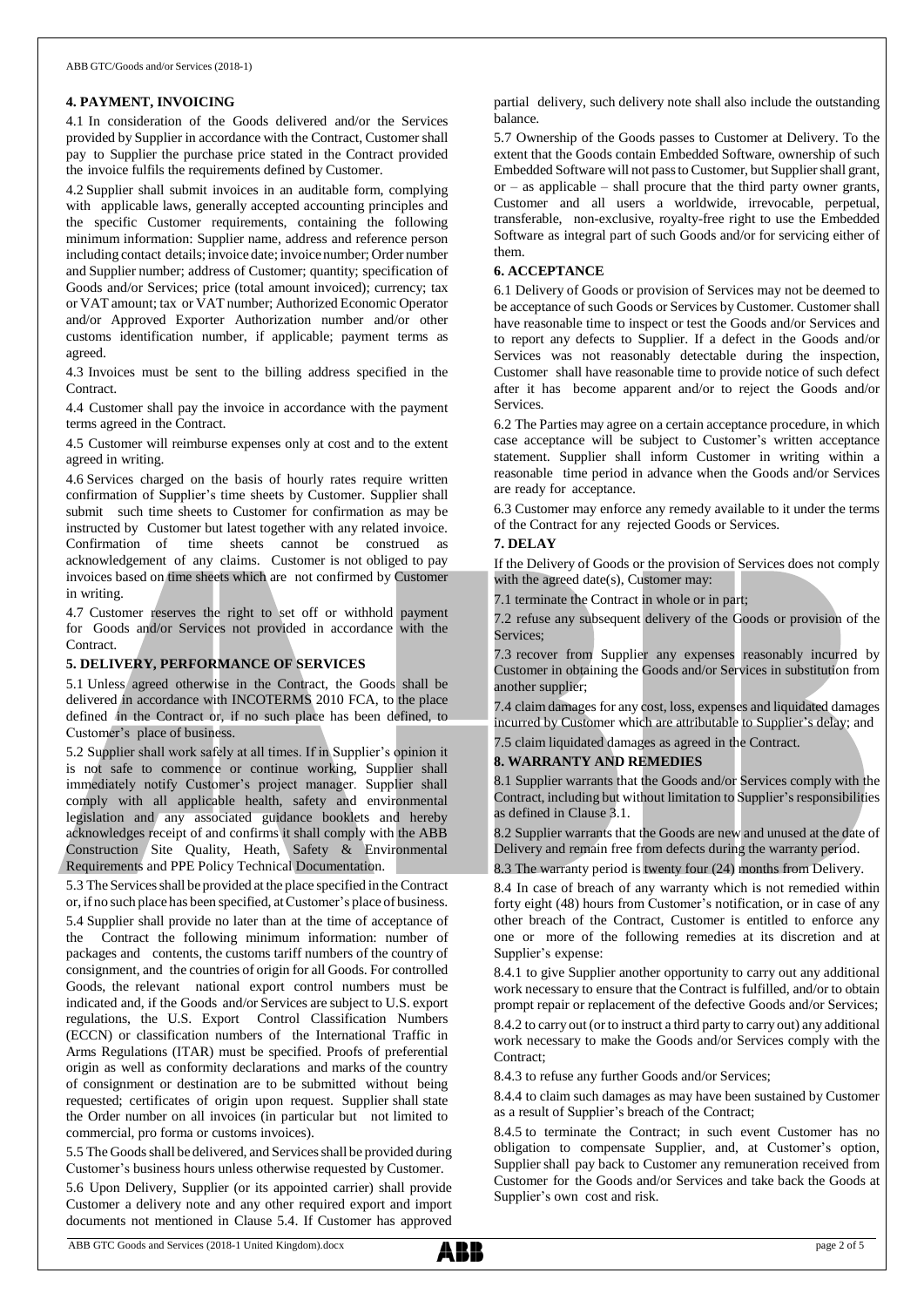## 4. PAYMENT, INVOICING

4.1 In consideration of the Goods delivered and/or the Services provided by Supplier in accordance with the Contract, Customer shall pay to Supplier the purchase price stated in the Contract provided the invoice fulfils the requirements defined by Customer.

4.2 Supplier shall submit invoices in an auditable form, complying with applicable laws, generally accepted accounting principles and the specific Customer requirements, containing the following minimum information: Supplier name, address and reference person including contact details; invoice date; invoice number; Order number and Supplier number; address of Customer; quantity; specification of Goods and/or Services; price (total amount invoiced); currency; tax or VAT amount; tax or VAT number; Authorized Economic Operator and/or Approved Exporter Authorization number and/or other customs identification number, if applicable; payment terms as agreed.

4.3 Invoices must be sent to the billing address specified in the Contract.

4.4 Customer shall pay the invoice in accordance with the payment terms agreed in the Contract.

4.5 Customer will reimburse expenses only at cost and to the extent agreed in writing.

4.6 Services charged on the basis of hourly rates require written confirmation of Supplier's time sheets by Customer. Supplier shall submit such time sheets to Customer for confirmation as may be instructed by Customer but latest together with any related invoice. Confirmation of time sheets cannot be construed as acknowledgement of any claims. Customer is not obliged to pay invoices based on time sheets which are not confirmed by Customer in writing.

4.7 Customer reserves the right to set off or withhold payment for Goods and/or Services not provided in accordance with the Contract.

## 5. DELIVERY, PERFORMANCE OF SERVICES

5.1 Unless agreed otherwise in the Contract, the Goods shall be delivered in accordance with INCOTERMS 2010 FCA, to the place defined in the Contract or, if no such place has been defined, to Customer's place of business.

5.2 Supplier shall work safely at all times. If in Supplier's opinion it is not safe to commence or continue working, Supplier shall immediately notify Customer's project manager. Supplier shall comply with all applicable health, safety and environmental legislation and any associated guidance booklets and hereby acknowledges receipt of and confirms it shall comply with the ABB Construction Site Quality, Heath, Safety & Environmental Requirements and PPE Policy Technical Documentation.

5.3 The Services shall be provided at the place specified in the Contract or, if no such place has been specified, at Customer's place of business.

5.4 Supplier shall provide no later than at the time of acceptance of the Contract the following minimum information: number of packages and contents, the customs tariff numbers of the country of consignment, and the countries of origin for all Goods. For controlled Goods, the relevant national export control numbers must be indicated and, if the Goods and/or Services are subject to U.S. export regulations, the U.S. Export Control Classification Numbers (ECCN) or classification numbers of the International Traffic in Arms Regulations (ITAR) must be specified. Proofs of preferential origin as well as conformity declarations and marks of the country of consignment or destination are to be submitted without being requested; certificates of origin upon request. Supplier shall state the Order number on all invoices (in particular but not limited to commercial, pro forma or customs invoices).

5.5 The Goods shall be delivered, and Services shall be provided during Customer's business hours unless otherwise requested by Customer.

5.6 Upon Delivery, Supplier (or its appointed carrier) shall provide Customer a delivery note and any other required export and import documents not mentioned in Clause 5.4. If Customer has approved partial delivery, such delivery note shall also include the outstanding balance.

5.7 Ownership of the Goods passes to Customer at Delivery. To the extent that the Goods contain Embedded Software, ownership of such Embedded Software will not pass to Customer, but Supplier shall grant, or – as applicable – shall procure that the third party owner grants, Customer and all users a worldwide, irrevocable, perpetual, transferable, non-exclusive, royalty-free right to use the Embedded Software as integral part of such Goods and/or for servicing either of them.

## 6. ACCEPTANCE

6.1 Delivery of Goods or provision of Services may not be deemed to be acceptance of such Goods or Services by Customer. Customer shall have reasonable time to inspect or test the Goods and/or Services and to report any defects to Supplier. If a defect in the Goods and/or Services was not reasonably detectable during the inspection, Customer shall have reasonable time to provide notice of such defect after it has become apparent and/or to reject the Goods and/or Services.

6.2 The Parties may agree on a certain acceptance procedure, in which case acceptance will be subject to Customer's written acceptance statement. Supplier shall inform Customer in writing within a reasonable time period in advance when the Goods and/or Services are ready for acceptance.

6.3 Customer may enforce any remedy available to it under the terms of the Contract for any rejected Goods or Services.

## 7. DELAY

If the Delivery of Goods or the provision of Services does not comply with the agreed date(s), Customer may:

7.1 terminate the Contract in whole or in part;

7.2 refuse any subsequent delivery of the Goods or provision of the Services;

7.3 recover from Supplier any expenses reasonably incurred by Customer in obtaining the Goods and/or Services in substitution from another supplier;

7.4 claim damages for any cost, loss, expenses and liquidated damages incurred by Customer which are attributable to Supplier's delay; and

7.5 claim liquidated damages as agreed in the Contract.

## 8. WARRANTY AND REMEDIES

8.1 Supplier warrants that the Goods and/or Services comply with the Contract, including but without limitation to Supplier's responsibilities as defined in Clause 3.1.

8.2 Supplier warrants that the Goods are new and unused at the date of Delivery and remain free from defects during the warranty period.

8.3 The warranty period is twenty four (24) months from Delivery.

8.4 In case of breach of any warranty which is not remedied within forty eight (48) hours from Customer's notification, or in case of any other breach of the Contract, Customer is entitled to enforce any one or more of the following remedies at its discretion and at Supplier's expense:

8.4.1 to give Supplier another opportunity to carry out any additional work necessary to ensure that the Contract is fulfilled, and/or to obtain prompt repair or replacement of the defective Goods and/or Services;

8.4.2 to carry out (or to instruct a third party to carry out) any additional work necessary to make the Goods and/or Services comply with the Contract;

8.4.3 to refuse any further Goods and/or Services;

8.4.4 to claim such damages as may have been sustained by Customer as a result of Supplier's breach of the Contract;

8.4.5 to terminate the Contract; in such event Customer has no obligation to compensate Supplier, and, at Customer's option, Supplier shall pay back to Customer any remuneration received from Customer for the Goods and/or Services and take back the Goods at Supplier's own cost and risk.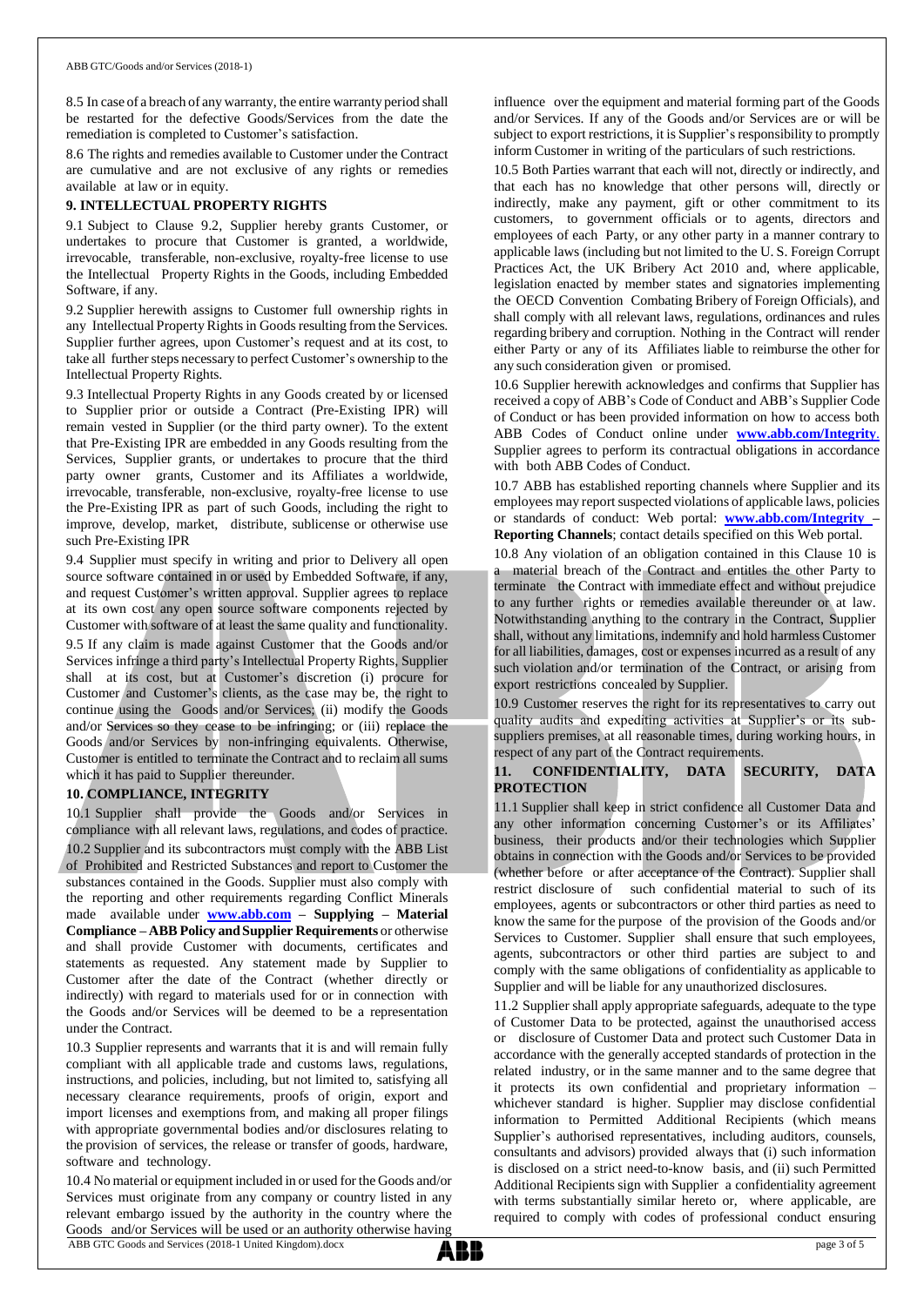8.5 In case of a breach of any warranty, the entire warranty period shall be restarted for the defective Goods/Services from the date the remediation is completed to Customer's satisfaction.

8.6 The rights and remedies available to Customer under the Contract are cumulative and are not exclusive of any rights or remedies available at law or in equity.

## 9. INTELLECTUAL PROPERTY RIGHTS

9.1 Subject to Clause 9.2, Supplier hereby grants Customer, or undertakes to procure that Customer is granted, a worldwide, irrevocable, transferable, non-exclusive, royalty-free license to use the Intellectual Property Rights in the Goods, including Embedded Software, if any.

9.2 Supplier herewith assigns to Customer full ownership rights in any Intellectual Property Rights in Goods resulting from the Services. Supplier further agrees, upon Customer's request and at its cost, to take all further steps necessary to perfect Customer's ownership to the Intellectual Property Rights.

9.3 Intellectual Property Rights in any Goods created by or licensed to Supplier prior or outside a Contract (Pre-Existing IPR) will remain vested in Supplier (or the third party owner). To the extent that Pre-Existing IPR are embedded in any Goods resulting from the Services, Supplier grants, or undertakes to procure that the third party owner grants, Customer and its Affiliates a worldwide, irrevocable, transferable, non-exclusive, royalty-free license to use the Pre-Existing IPR as part of such Goods, including the right to improve, develop, market, distribute, sublicense or otherwise use such Pre-Existing IPR

9.4 Supplier must specify in writing and prior to Delivery all open source software contained in or used by Embedded Software, if any, and request Customer's written approval. Supplier agrees to replace at its own cost any open source software components rejected by Customer with software of at least the same quality and functionality.

9.5 If any claim is made against Customer that the Goods and/or Services infringe a third party's Intellectual Property Rights, Supplier shall at its cost, but at Customer's discretion (i) procure for Customer and Customer's clients, as the case may be, the right to continue using the Goods and/or Services; (ii) modify the Goods and/or Services so they cease to be infringing; or (iii) replace the Goods and/or Services by non-infringing equivalents. Otherwise, Customer is entitled to terminate the Contract and to reclaim all sums which it has paid to Supplier thereunder.

## 10. COMPLIANCE, INTEGRITY

10.1 Supplier shall provide the Goods and/or Services in compliance with all relevant laws, regulations, and codes of practice.

10.2 Supplier and its subcontractors must comply with the ABB List of Prohibited and Restricted Substances and report to Customer the substances contained in the Goods. Supplier must also comply with the reporting and other requirements regarding Conflict Minerals made available under **www.abb.com – Supplying – Material Compliance – ABB Policy and Supplier Requirements** or otherwise and shall provide Customer with documents, certificates and statements as requested. Any statement made by Supplier to Customer after the date of the Contract (whether directly or indirectly) with regard to materials used for or in connection with the Goods and/or Services will be deemed to be a representation under the Contract.

10.3 Supplier represents and warrants that it is and will remain fully compliant with all applicable trade and customs laws, regulations, instructions, and policies, including, but not limited to, satisfying all necessary clearance requirements, proofs of origin, export and import licenses and exemptions from, and making all proper filings with appropriate governmental bodies and/or disclosures relating to the provision of services, the release or transfer of goods, hardware, software and technology.

10.4 No material or equipment included in or used for the Goods and/or Services must originate from any company or country listed in any relevant embargo issued by the authority in the country where the Goods and/or Services will be used or an authority otherwise having influence over the equipment and material forming part of the Goods and/or Services. If any of the Goods and/or Services are or will be subject to export restrictions, it is Supplier's responsibility to promptly inform Customer in writing of the particulars of such restrictions.

10.5 Both Parties warrant that each will not, directly or indirectly, and that each has no knowledge that other persons will, directly or indirectly, make any payment, gift or other commitment to its customers, to government officials or to agents, directors and employees of each Party, or any other party in a manner contrary to applicable laws (including but not limited to the U. S. Foreign Corrupt Practices Act, the UK Bribery Act 2010 and, where applicable, legislation enacted by member states and signatories implementing the OECD Convention Combating Bribery of Foreign Officials), and shall comply with all relevant laws, regulations, ordinances and rules regarding bribery and corruption. Nothing in the Contract will render either Party or any of its Affiliates liable to reimburse the other for any such consideration given or promised.

10.6 Supplier herewith acknowledges and confirms that Supplier has received a copy of ABB's Code of Conduct and ABB's Supplier Code of Conduct or has been provided information on how to access both ABB Codes of Conduct online under **www.abb.com/Integrity**. Supplier agrees to perform its contractual obligations in accordance with both ABB Codes of Conduct.

10.7 ABB has established reporting channels where Supplier and its employees may report suspected violations of applicable laws, policies or standards of conduct: Web portal: **www.abb.com/Integrity – Reporting Channels**; contact details specified on this Web portal.

10.8 Any violation of an obligation contained in this Clause 10 is a material breach of the Contract and entitles the other Party to terminate the Contract with immediate effect and without prejudice to any further rights or remedies available thereunder or at law. Notwithstanding anything to the contrary in the Contract, Supplier shall, without any limitations, indemnify and hold harmless Customer for all liabilities, damages, cost or expenses incurred as a result of any such violation and/or termination of the Contract, or arising from export restrictions concealed by Supplier.

10.9 Customer reserves the right for its representatives to carry out quality audits and expediting activities at Supplier's or its sub-suppliers premises, at all reasonable times, during working hours, in respect of any part of the Contract requirements.

## 11. CONFIDENTIALITY, DATA SECURITY, DATA PROTECTION

11.1 Supplier shall keep in strict confidence all Customer Data and any other information concerning Customer's or its Affiliates' business, their products and/or their technologies which Supplier obtains in connection with the Goods and/or Services to be provided (whether before or after acceptance of the Contract). Supplier shall restrict disclosure of such confidential material to such of its employees, agents or subcontractors or other third parties as need to know the same for the purpose of the provision of the Goods and/or Services to Customer. Supplier shall ensure that such employees, agents, subcontractors or other third parties are subject to and comply with the same obligations of confidentiality as applicable to Supplier and will be liable for any unauthorized disclosures.

11.2 Supplier shall apply appropriate safeguards, adequate to the type of Customer Data to be protected, against the unauthorised access or disclosure of Customer Data and protect such Customer Data in accordance with the generally accepted standards of protection in the related industry, or in the same manner and to the same degree that it protects its own confidential and proprietary information – whichever standard is higher. Supplier may disclose confidential information to Permitted Additional Recipients (which means Supplier's authorised representatives, including auditors, counsels, consultants and advisors) provided always that (i) such information is disclosed on a strict need-to-know basis, and (ii) such Permitted Additional Recipients sign with Supplier a confidentiality agreement with terms substantially similar hereto or, where applicable, are required to comply with codes of professional conduct ensuring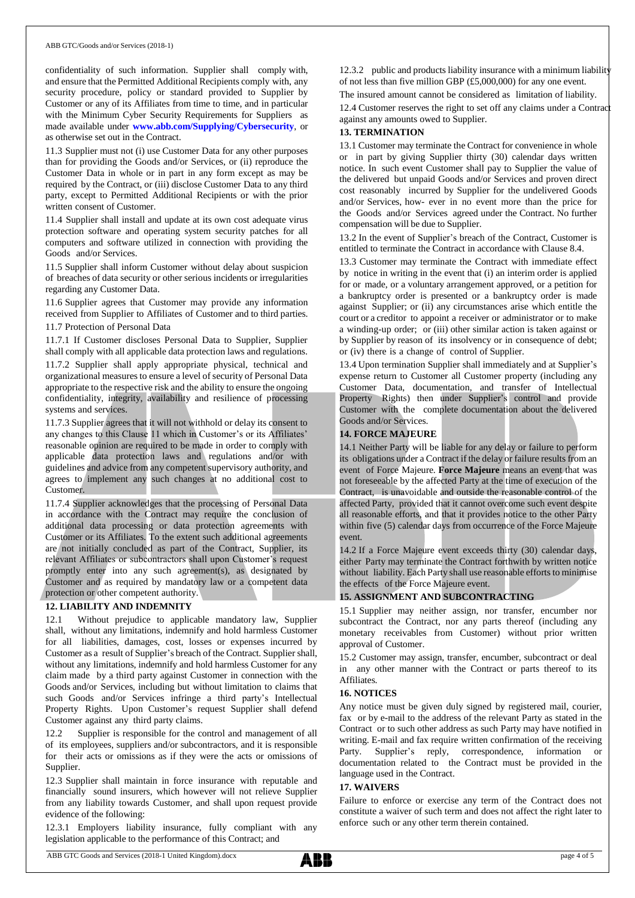confidentiality of such information. Supplier shall comply with, and ensure that the Permitted Additional Recipients comply with, any security procedure, policy or standard provided to Supplier by Customer or any of its Affiliates from time to time, and in particular with the Minimum Cyber Security Requirements for Suppliers as made available under **www.abb.com/Supplying/Cybersecurity**, or as otherwise set out in the Contract.

11.3 Supplier must not (i) use Customer Data for any other purposes than for providing the Goods and/or Services, or (ii) reproduce the Customer Data in whole or in part in any form except as may be required by the Contract, or (iii) disclose Customer Data to any third party, except to Permitted Additional Recipients or with the prior written consent of Customer.

11.4 Supplier shall install and update at its own cost adequate virus protection software and operating system security patches for all computers and software utilized in connection with providing the Goods and/or Services.

11.5 Supplier shall inform Customer without delay about suspicion of breaches of data security or other serious incidents or irregularities regarding any Customer Data.

11.6 Supplier agrees that Customer may provide any information received from Supplier to Affiliates of Customer and to third parties.

11.7 Protection of Personal Data

11.7.1 If Customer discloses Personal Data to Supplier, Supplier shall comply with all applicable data protection laws and regulations.

11.7.2 Supplier shall apply appropriate physical, technical and organizational measures to ensure a level of security of Personal Data appropriate to the respective risk and the ability to ensure the ongoing confidentiality, integrity, availability and resilience of processing systems and services.

11.7.3 Supplier agrees that it will not withhold or delay its consent to any changes to this Clause 11 which in Customer's or its Affiliates' reasonable opinion are required to be made in order to comply with applicable data protection laws and regulations and/or with guidelines and advice from any competent supervisory authority, and agrees to implement any such changes at no additional cost to Customer.

11.7.4 Supplier acknowledges that the processing of Personal Data in accordance with the Contract may require the conclusion of additional data processing or data protection agreements with Customer or its Affiliates. To the extent such additional agreements are not initially concluded as part of the Contract, Supplier, its relevant Affiliates or subcontractors shall upon Customer's request promptly enter into any such agreement(s), as designated by Customer and as required by mandatory law or a competent data protection or other competent authority.

## 12. LIABILITY AND INDEMNITY

12.1 Without prejudice to applicable mandatory law, Supplier shall, without any limitations, indemnify and hold harmless Customer for all liabilities, damages, cost, losses or expenses incurred by Customer as a result of Supplier's breach of the Contract. Supplier shall, without any limitations, indemnify and hold harmless Customer for any claim made by a third party against Customer in connection with the Goods and/or Services, including but without limitation to claims that such Goods and/or Services infringe a third party's Intellectual Property Rights. Upon Customer's request Supplier shall defend Customer against any third party claims.

12.2 Supplier is responsible for the control and management of all of its employees, suppliers and/or subcontractors, and it is responsible for their acts or omissions as if they were the acts or omissions of Supplier.

12.3 Supplier shall maintain in force insurance with reputable and financially sound insurers, which however will not relieve Supplier from any liability towards Customer, and shall upon request provide evidence of the following:

12.3.1 Employers liability insurance, fully compliant with any legislation applicable to the performance of this Contract; and

12.3.2 public and products liability insurance with a minimum liability of not less than five million GBP (£5,000,000) for any one event.

The insured amount cannot be considered as limitation of liability.

12.4 Customer reserves the right to set off any claims under a Contract against any amounts owed to Supplier.

## 13. TERMINATION

13.1 Customer may terminate the Contract for convenience in whole or in part by giving Supplier thirty (30) calendar days written notice. In such event Customer shall pay to Supplier the value of the delivered but unpaid Goods and/or Services and proven direct cost reasonably incurred by Supplier for the undelivered Goods and/or Services, how- ever in no event more than the price for the Goods and/or Services agreed under the Contract. No further compensation will be due to Supplier.

13.2 In the event of Supplier's breach of the Contract, Customer is entitled to terminate the Contract in accordance with Clause 8.4.

13.3 Customer may terminate the Contract with immediate effect by notice in writing in the event that (i) an interim order is applied for or made, or a voluntary arrangement approved, or a petition for a bankruptcy order is presented or a bankruptcy order is made against Supplier; or (ii) any circumstances arise which entitle the court or a creditor to appoint a receiver or administrator or to make a winding-up order; or (iii) other similar action is taken against or by Supplier by reason of its insolvency or in consequence of debt; or (iv) there is a change of control of Supplier.

13.4 Upon termination Supplier shall immediately and at Supplier's expense return to Customer all Customer property (including any Customer Data, documentation, and transfer of Intellectual Property Rights) then under Supplier's control and provide Customer with the complete documentation about the delivered Goods and/or Services.

## 14. FORCE MAJEURE

14.1 Neither Party will be liable for any delay or failure to perform its obligations under a Contract if the delay or failure results from an event of Force Majeure. **Force Majeure** means an event that was not foreseeable by the affected Party at the time of execution of the Contract, is unavoidable and outside the reasonable control of the affected Party, provided that it cannot overcome such event despite all reasonable efforts, and that it provides notice to the other Party within five (5) calendar days from occurrence of the Force Majeure event.

14.2 If a Force Majeure event exceeds thirty (30) calendar days, either Party may terminate the Contract forthwith by written notice without liability. Each Party shall use reasonable efforts to minimise the effects of the Force Majeure event.

## 15. ASSIGNMENT AND SUBCONTRACTING

15.1 Supplier may neither assign, nor transfer, encumber nor subcontract the Contract, nor any parts thereof (including any monetary receivables from Customer) without prior written approval of Customer.

15.2 Customer may assign, transfer, encumber, subcontract or deal in any other manner with the Contract or parts thereof to its Affiliates.

## 16. NOTICES

Any notice must be given duly signed by registered mail, courier, fax or by e-mail to the address of the relevant Party as stated in the Contract or to such other address as such Party may have notified in writing. E-mail and fax require written confirmation of the receiving Party. Supplier's reply, correspondence, information or documentation related to the Contract must be provided in the language used in the Contract.

## 17. WAIVERS

Failure to enforce or exercise any term of the Contract does not constitute a waiver of such term and does not affect the right later to enforce such or any other term therein contained.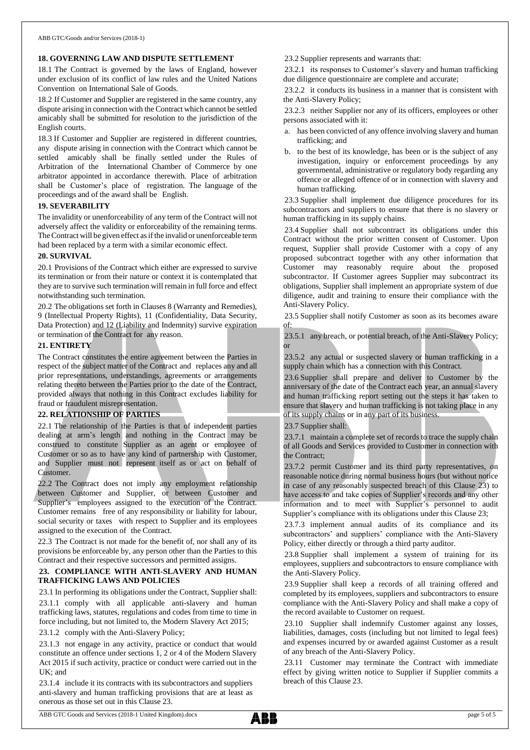## 18. GOVERNING LAW AND DISPUTE SETTLEMENT

18.1 The Contract is governed by the laws of England, however under exclusion of its conflict of law rules and the United Nations Convention on International Sale of Goods.

18.2 If Customer and Supplier are registered in the same country, any dispute arising in connection with the Contract which cannot be settled amicably shall be submitted for resolution to the jurisdiction of the English courts.

18.3 If Customer and Supplier are registered in different countries, any dispute arising in connection with the Contract which cannot be settled amicably shall be finally settled under the Rules of Arbitration of the International Chamber of Commerce by one arbitrator appointed in accordance therewith. Place of arbitration shall be Customer's place of registration. The language of the proceedings and of the award shall be English.

## 19. SEVERABILITY

The invalidity or unenforceability of any term of the Contract will not adversely affect the validity or enforceability of the remaining terms. The Contract will be given effect as if the invalid or unenforceable term had been replaced by a term with a similar economic effect.

## 20. SURVIVAL

20.1 Provisions of the Contract which either are expressed to survive its termination or from their nature or context it is contemplated that they are to survive such termination will remain in full force and effect notwithstanding such termination.

20.2 The obligations set forth in Clauses 8 (Warranty and Remedies), 9 (Intellectual Property Rights), 11 (Confidentiality, Data Security, Data Protection) and 12 (Liability and Indemnity) survive expiration or termination of the Contract for any reason.

## 21. ENTIRETY

The Contract constitutes the entire agreement between the Parties in respect of the subject matter of the Contract and replaces any and all prior representations, understandings, agreements or arrangements relating thereto between the Parties prior to the date of the Contract, provided always that nothing in this Contract excludes liability for fraud or fraudulent misrepresentation.

## 22. RELATIONSHIP OF PARTIES

22.1 The relationship of the Parties is that of independent parties dealing at arm's length and nothing in the Contract may be construed to constitute Supplier as an agent or employee of Customer or so as to have any kind of partnership with Customer, and Supplier must not represent itself as or act on behalf of Customer.

22.2 The Contract does not imply any employment relationship between Customer and Supplier, or between Customer and Supplier's employees assigned to the execution of the Contract. Customer remains free of any responsibility or liability for labour, social security or taxes with respect to Supplier and its employees assigned to the execution of the Contract.

22.3 The Contract is not made for the benefit of, nor shall any of its provisions be enforceable by, any person other than the Parties to this Contract and their respective successors and permitted assigns.

## 23. COMPLIANCE WITH ANTI-SLAVERY AND HUMAN TRAFFICKING LAWS AND POLICIES

23.1 In performing its obligations under the Contract, Supplier shall:

23.1.1 comply with all applicable anti-slavery and human trafficking laws, statutes, regulations and codes from time to time in force including, but not limited to, the Modern Slavery Act 2015;

23.1.2 comply with the Anti-Slavery Policy;

23.1.3 not engage in any activity, practice or conduct that would constitute an offence under sections 1, 2 or 4 of the Modern Slavery Act 2015 if such activity, practice or conduct were carried out in the UK; and

23.1.4 include it its contracts with its subcontractors and suppliers anti-slavery and human trafficking provisions that are at least as onerous as those set out in this Clause 23.

23.2 Supplier represents and warrants that:

23.2.1 its responses to Customer's slavery and human trafficking due diligence questionnaire are complete and accurate;

23.2.2 it conducts its business in a manner that is consistent with the Anti-Slavery Policy;

23.2.3 neither Supplier nor any of its officers, employees or other persons associated with it:

a. has been convicted of any offence involving slavery and human trafficking; and
b. to the best of its knowledge, has been or is the subject of any investigation, inquiry or enforcement proceedings by any governmental, administrative or regulatory body regarding any offence or alleged offence of or in connection with slavery and human trafficking.

23.3 Supplier shall implement due diligence procedures for its subcontractors and suppliers to ensure that there is no slavery or human trafficking in its supply chains.

23.4 Supplier shall not subcontract its obligations under this Contract without the prior written consent of Customer. Upon request, Supplier shall provide Customer with a copy of any proposed subcontract together with any other information that Customer may reasonably require about the proposed subcontractor. If Customer agrees Supplier may subcontract its obligations, Supplier shall implement an appropriate system of due diligence, audit and training to ensure their compliance with the Anti-Slavery Policy.

23.5 Supplier shall notify Customer as soon as its becomes aware of:

23.5.1 any breach, or potential breach, of the Anti-Slavery Policy; or

23.5.2 any actual or suspected slavery or human trafficking in a supply chain which has a connection with this Contract.

23.6 Supplier shall prepare and deliver to Customer by the anniversary of the date of the Contract each year, an annual slavery and human trafficking report setting out the steps it has taken to ensure that slavery and human trafficking is not taking place in any of its supply chains or in any part of its business.

23.7 Supplier shall:

23.7.1 maintain a complete set of records to trace the supply chain of all Goods and Services provided to Customer in connection with the Contract;

23.7.2 permit Customer and its third party representatives, on reasonable notice during normal business hours (but without notice in case of any reasonably suspected breach of this Clause 23) to have access to and take copies of Supplier's records and any other information and to meet with Supplier's personnel to audit Supplier's compliance with its obligations under this Clause 23;

23.7.3 implement annual audits of its compliance and its subcontractors' and suppliers' compliance with the Anti-Slavery Policy, either directly or through a third party auditor.

23.8 Supplier shall implement a system of training for its employees, suppliers and subcontractors to ensure compliance with the Anti-Slavery Policy.

23.9 Supplier shall keep a records of all training offered and completed by its employees, suppliers and subcontractors to ensure compliance with the Anti-Slavery Policy and shall make a copy of the record available to Customer on request.

23.10 Supplier shall indemnify Customer against any losses, liabilities, damages, costs (including but not limited to legal fees) and expenses incurred by or awarded against Customer as a result of any breach of the Anti-Slavery Policy.

23.11 Customer may terminate the Contract with immediate effect by giving written notice to Supplier if Supplier commits a breach of this Clause 23.